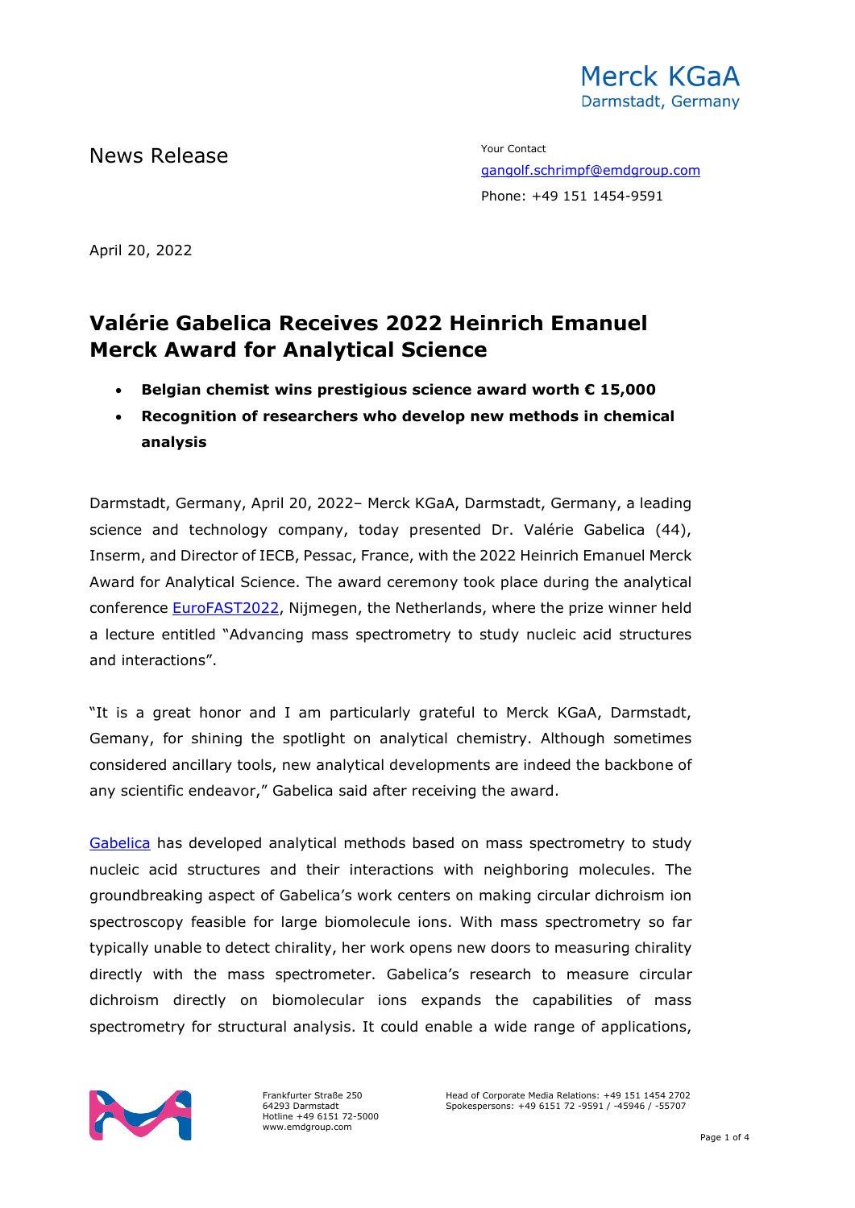Merck KGaA
Darmstadt, Germany

News Release

Your Contact
gangolf.schrimpf@emdgroup.com
Phone: +49 151 1454-9591

April 20, 2022

# Valérie Gabelica Receives 2022 Heinrich Emanuel Merck Award for Analytical Science

- **Belgian chemist wins prestigious science award worth € 15,000**
- **Recognition of researchers who develop new methods in chemical analysis**

Darmstadt, Germany, April 20, 2022– Merck KGaA, Darmstadt, Germany, a leading science and technology company, today presented Dr. Valérie Gabelica (44), Inserm, and Director of IECB, Pessac, France, with the 2022 Heinrich Emanuel Merck Award for Analytical Science. The award ceremony took place during the analytical conference EuroFAST2022, Nijmegen, the Netherlands, where the prize winner held a lecture entitled "Advancing mass spectrometry to study nucleic acid structures and interactions".

"It is a great honor and I am particularly grateful to Merck KGaA, Darmstadt, Gemany, for shining the spotlight on analytical chemistry. Although sometimes considered ancillary tools, new analytical developments are indeed the backbone of any scientific endeavor," Gabelica said after receiving the award.

Gabelica has developed analytical methods based on mass spectrometry to study nucleic acid structures and their interactions with neighboring molecules. The groundbreaking aspect of Gabelica's work centers on making circular dichroism ion spectroscopy feasible for large biomolecule ions. With mass spectrometry so far typically unable to detect chirality, her work opens new doors to measuring chirality directly with the mass spectrometer. Gabelica's research to measure circular dichroism directly on biomolecular ions expands the capabilities of mass spectrometry for structural analysis. It could enable a wide range of applications,

Frankfurter Straße 250
64293 Darmstadt
Hotline +49 6151 72-5000
www.emdgroup.com

Head of Corporate Media Relations: +49 151 1454 2702
Spokespersons: +49 6151 72 -9591 / -45946 / -55707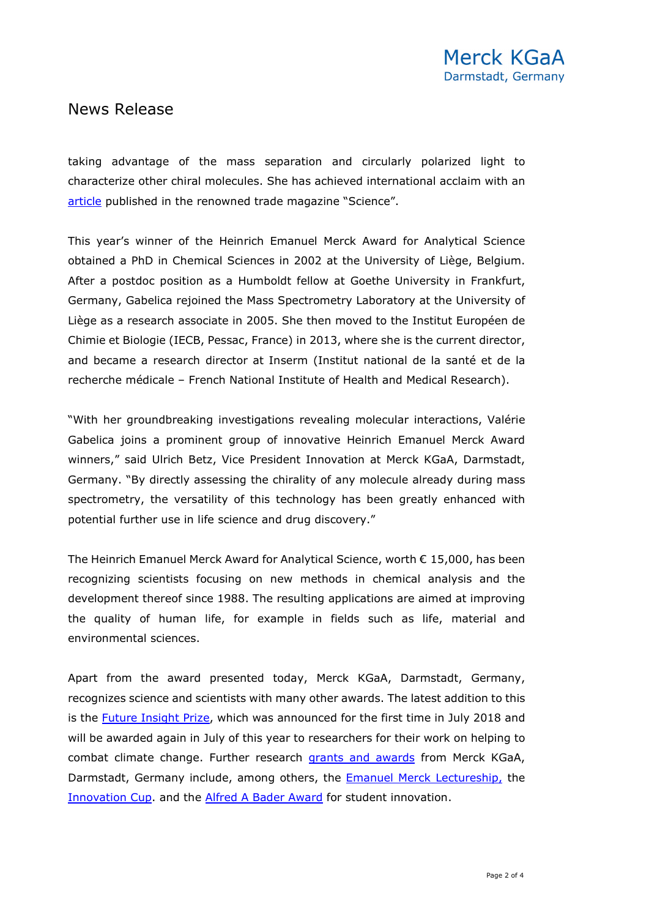taking advantage of the mass separation and circularly polarized light to characterize other chiral molecules. She has achieved international acclaim with an article published in the renowned trade magazine "Science".

This year's winner of the Heinrich Emanuel Merck Award for Analytical Science obtained a PhD in Chemical Sciences in 2002 at the University of Liège, Belgium. After a postdoc position as a Humboldt fellow at Goethe University in Frankfurt, Germany, Gabelica rejoined the Mass Spectrometry Laboratory at the University of Liège as a research associate in 2005. She then moved to the Institut Européen de Chimie et Biologie (IECB, Pessac, France) in 2013, where she is the current director, and became a research director at Inserm (Institut national de la santé et de la recherche médicale – French National Institute of Health and Medical Research).

"With her groundbreaking investigations revealing molecular interactions, Valérie Gabelica joins a prominent group of innovative Heinrich Emanuel Merck Award winners," said Ulrich Betz, Vice President Innovation at Merck KGaA, Darmstadt, Germany. "By directly assessing the chirality of any molecule already during mass spectrometry, the versatility of this technology has been greatly enhanced with potential further use in life science and drug discovery."

The Heinrich Emanuel Merck Award for Analytical Science, worth € 15,000, has been recognizing scientists focusing on new methods in chemical analysis and the development thereof since 1988. The resulting applications are aimed at improving the quality of human life, for example in fields such as life, material and environmental sciences.

Apart from the award presented today, Merck KGaA, Darmstadt, Germany, recognizes science and scientists with many other awards. The latest addition to this is the Future Insight Prize, which was announced for the first time in July 2018 and will be awarded again in July of this year to researchers for their work on helping to combat climate change. Further research grants and awards from Merck KGaA, Darmstadt, Germany include, among others, the Emanuel Merck Lectureship, the Innovation Cup. and the Alfred A Bader Award for student innovation.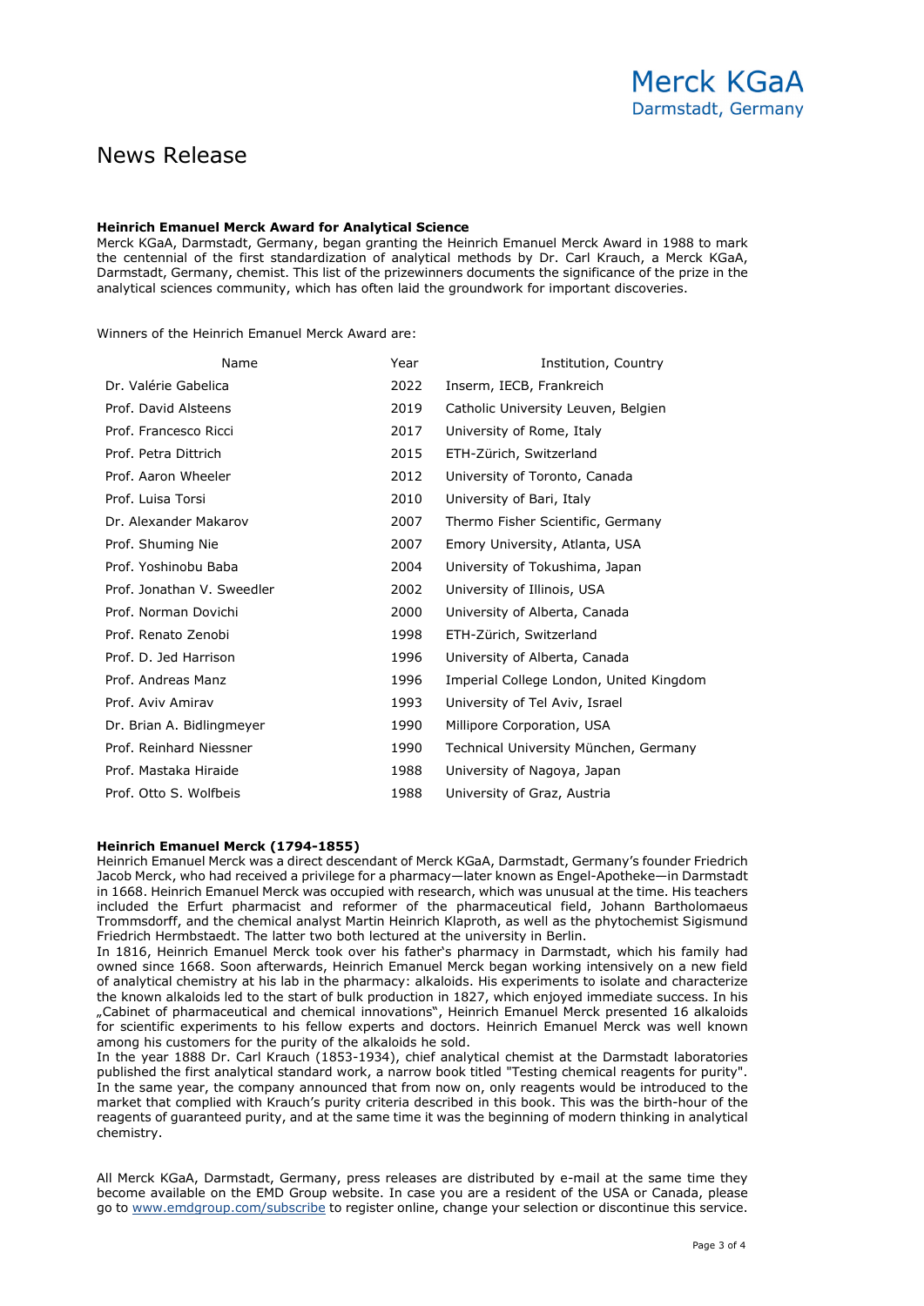# News Release

**Heinrich Emanuel Merck Award for Analytical Science**
Merck KGaA, Darmstadt, Germany, began granting the Heinrich Emanuel Merck Award in 1988 to mark the centennial of the first standardization of analytical methods by Dr. Carl Krauch, a Merck KGaA, Darmstadt, Germany, chemist. This list of the prizewinners documents the significance of the prize in the analytical sciences community, which has often laid the groundwork for important discoveries.

Winners of the Heinrich Emanuel Merck Award are:

| Name | Year | Institution, Country |
|---|---|---|
| Dr. Valérie Gabelica | 2022 | Inserm, IECB, Frankreich |
| Prof. David Alsteens | 2019 | Catholic University Leuven, Belgien |
| Prof. Francesco Ricci | 2017 | University of Rome, Italy |
| Prof. Petra Dittrich | 2015 | ETH-Zürich, Switzerland |
| Prof. Aaron Wheeler | 2012 | University of Toronto, Canada |
| Prof. Luisa Torsi | 2010 | University of Bari, Italy |
| Dr. Alexander Makarov | 2007 | Thermo Fisher Scientific, Germany |
| Prof. Shuming Nie | 2007 | Emory University, Atlanta, USA |
| Prof. Yoshinobu Baba | 2004 | University of Tokushima, Japan |
| Prof. Jonathan V. Sweedler | 2002 | University of Illinois, USA |
| Prof. Norman Dovichi | 2000 | University of Alberta, Canada |
| Prof. Renato Zenobi | 1998 | ETH-Zürich, Switzerland |
| Prof. D. Jed Harrison | 1996 | University of Alberta, Canada |
| Prof. Andreas Manz | 1996 | Imperial College London, United Kingdom |
| Prof. Aviv Amirav | 1993 | University of Tel Aviv, Israel |
| Dr. Brian A. Bidlingmeyer | 1990 | Millipore Corporation, USA |
| Prof. Reinhard Niessner | 1990 | Technical University München, Germany |
| Prof. Mastaka Hiraide | 1988 | University of Nagoya, Japan |
| Prof. Otto S. Wolfbeis | 1988 | University of Graz, Austria |

**Heinrich Emanuel Merck (1794-1855)**
Heinrich Emanuel Merck was a direct descendant of Merck KGaA, Darmstadt, Germany's founder Friedrich Jacob Merck, who had received a privilege for a pharmacy—later known as Engel-Apotheke—in Darmstadt in 1668. Heinrich Emanuel Merck was occupied with research, which was unusual at the time. His teachers included the Erfurt pharmacist and reformer of the pharmaceutical field, Johann Bartholomaeus Trommsdorff, and the chemical analyst Martin Heinrich Klaproth, as well as the phytochemist Sigismund Friedrich Hermbstaedt. The latter two both lectured at the university in Berlin.
In 1816, Heinrich Emanuel Merck took over his father's pharmacy in Darmstadt, which his family had owned since 1668. Soon afterwards, Heinrich Emanuel Merck began working intensively on a new field of analytical chemistry at his lab in the pharmacy: alkaloids. His experiments to isolate and characterize the known alkaloids led to the start of bulk production in 1827, which enjoyed immediate success. In his „Cabinet of pharmaceutical and chemical innovations", Heinrich Emanuel Merck presented 16 alkaloids for scientific experiments to his fellow experts and doctors. Heinrich Emanuel Merck was well known among his customers for the purity of the alkaloids he sold.
In the year 1888 Dr. Carl Krauch (1853-1934), chief analytical chemist at the Darmstadt laboratories published the first analytical standard work, a narrow book titled "Testing chemical reagents for purity". In the same year, the company announced that from now on, only reagents would be introduced to the market that complied with Krauch's purity criteria described in this book. This was the birth-hour of the reagents of guaranteed purity, and at the same time it was the beginning of modern thinking in analytical chemistry.

All Merck KGaA, Darmstadt, Germany, press releases are distributed by e-mail at the same time they become available on the EMD Group website. In case you are a resident of the USA or Canada, please go to www.emdgroup.com/subscribe to register online, change your selection or discontinue this service.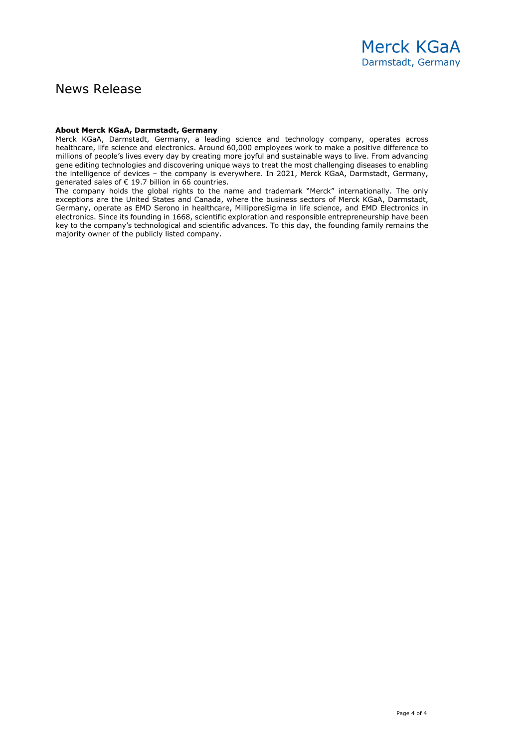**About Merck KGaA, Darmstadt, Germany**

Merck KGaA, Darmstadt, Germany, a leading science and technology company, operates across healthcare, life science and electronics. Around 60,000 employees work to make a positive difference to millions of people's lives every day by creating more joyful and sustainable ways to live. From advancing gene editing technologies and discovering unique ways to treat the most challenging diseases to enabling the intelligence of devices – the company is everywhere. In 2021, Merck KGaA, Darmstadt, Germany, generated sales of € 19.7 billion in 66 countries.

The company holds the global rights to the name and trademark "Merck" internationally. The only exceptions are the United States and Canada, where the business sectors of Merck KGaA, Darmstadt, Germany, operate as EMD Serono in healthcare, MilliporeSigma in life science, and EMD Electronics in electronics. Since its founding in 1668, scientific exploration and responsible entrepreneurship have been key to the company's technological and scientific advances. To this day, the founding family remains the majority owner of the publicly listed company.